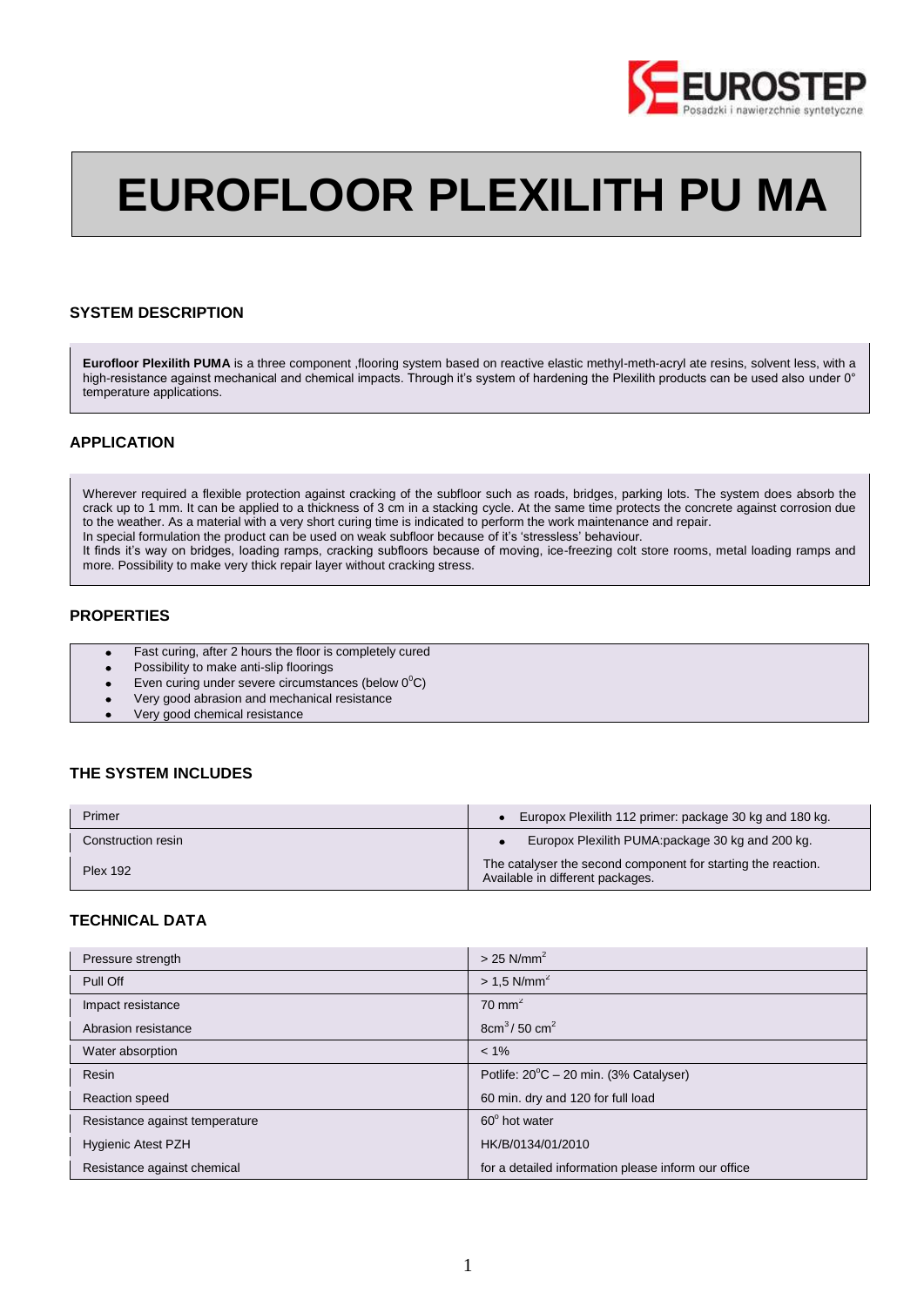# EUROFLOOR PLEXILITH PU MA

## SYSTEM DESCRIPTION

**Eurofloor Plexilith PUMA** is a three component ,flooring system based on reactive elastic methyl-meth-acryl ate resins, solvent less, with a high-resistance against mechanical and chemical impacts. Through it's system of hardening the Plexilith products can be used also under 0° temperature applications.

## APPLICATION

Wherever required a flexible protection against cracking of the subfloor such as roads, bridges, parking lots. The system does absorb the crack up to 1 mm. It can be applied to a thickness of 3 cm in a stacking cycle. At the same time protects the concrete against corrosion due to the weather. As a material with a very short curing time is indicated to perform the work maintenance and repair.
In special formulation the product can be used on weak subfloor because of it's 'stressless' behaviour.
It finds it's way on bridges, loading ramps, cracking subfloors because of moving, ice-freezing colt store rooms, metal loading ramps and more. Possibility to make very thick repair layer without cracking stress.

## PROPERTIES

- Fast curing, after 2 hours the floor is completely cured
- Possibility to make anti-slip floorings
- Even curing under severe circumstances (below $0^0$C)
- Very good abrasion and mechanical resistance
- Very good chemical resistance

## THE SYSTEM INCLUDES

| | |
|---|---|
| Primer | • Europox Plexilith 112 primer: package 30 kg and 180 kg. |
| Construction resin | • Europox Plexilith PUMA:package 30 kg and 200 kg. |
| Plex 192 | The catalyser the second component for starting the reaction. Available in different packages. |

## TECHNICAL DATA

| | |
|---|---|
| Pressure strength | > 25 N/mm$^2$ |
| Pull Off | > 1,5 N/mm$^2$ |
| Impact resistance | 70 mm$^2$ |
| Abrasion resistance | 8cm$^3$ / 50 cm$^2$ |
| Water absorption | < 1% |
| Resin | Potlife: 20$^o$C – 20 min. (3% Catalyser) |
| Reaction speed | 60 min. dry and 120 for full load |
| Resistance against temperature | 60$^o$ hot water |
| Hygienic Atest PZH | HK/B/0134/01/2010 |
| Resistance against chemical | for a detailed information please inform our office |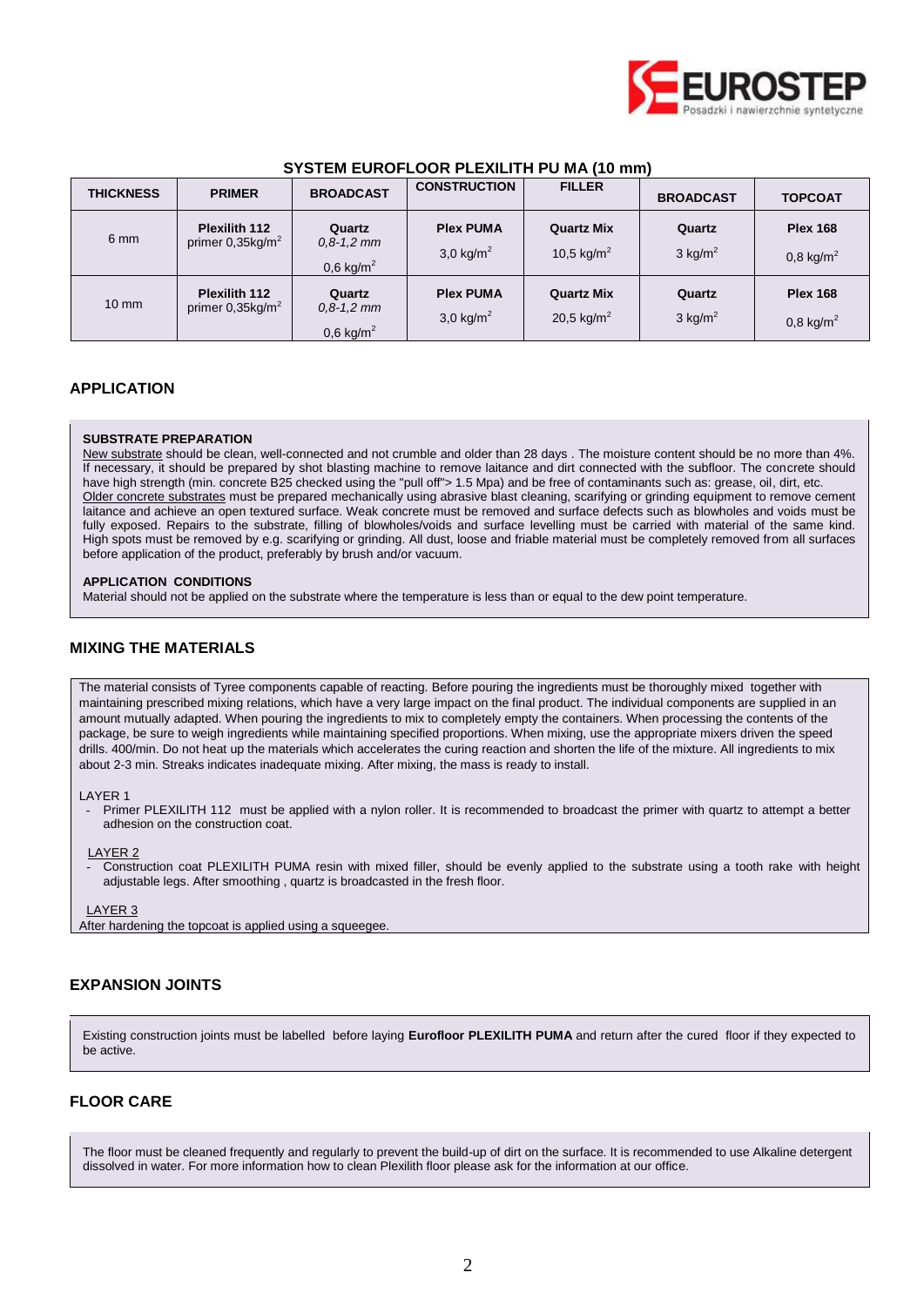## SYSTEM EUROFLOOR PLEXILITH PU MA (10 mm)

| THICKNESS | PRIMER | BROADCAST | CONSTRUCTION | FILLER | BROADCAST | TOPCOAT |
|---|---|---|---|---|---|---|
| 6 mm | **Plexilith 112** primer 0,35kg/m$^2$ | **Quartz** *0,8-1,2 mm* 0,6 kg/m$^2$ | **Plex PUMA** 3,0 kg/m$^2$ | **Quartz Mix** 10,5 kg/m$^2$ | **Quartz** 3 kg/m$^2$ | **Plex 168** 0,8 kg/m$^2$ |
| 10 mm | **Plexilith 112** primer 0,35kg/m$^2$ | **Quartz** *0,8-1,2 mm* 0,6 kg/m$^2$ | **Plex PUMA** 3,0 kg/m$^2$ | **Quartz Mix** 20,5 kg/m$^2$ | **Quartz** 3 kg/m$^2$ | **Plex 168** 0,8 kg/m$^2$ |

## APPLICATION

### SUBSTRATE PREPARATION

New substrate should be clean, well-connected and not crumble and older than 28 days . The moisture content should be no more than 4%. If necessary, it should be prepared by shot blasting machine to remove laitance and dirt connected with the subfloor. The concrete should have high strength (min. concrete B25 checked using the "pull off"> 1.5 Mpa) and be free of contaminants such as: grease, oil, dirt, etc.
Older concrete substrates must be prepared mechanically using abrasive blast cleaning, scarifying or grinding equipment to remove cement laitance and achieve an open textured surface. Weak concrete must be removed and surface defects such as blowholes and voids must be fully exposed. Repairs to the substrate, filling of blowholes/voids and surface levelling must be carried with material of the same kind. High spots must be removed by e.g. scarifying or grinding. All dust, loose and friable material must be completely removed from all surfaces before application of the product, preferably by brush and/or vacuum.

### APPLICATION CONDITIONS

Material should not be applied on the substrate where the temperature is less than or equal to the dew point temperature.

## MIXING THE MATERIALS

The material consists of Tyree components capable of reacting. Before pouring the ingredients must be thoroughly mixed together with maintaining prescribed mixing relations, which have a very large impact on the final product. The individual components are supplied in an amount mutually adapted. When pouring the ingredients to mix to completely empty the containers. When processing the contents of the package, be sure to weigh ingredients while maintaining specified proportions. When mixing, use the appropriate mixers driven the speed drills. 400/min. Do not heat up the materials which accelerates the curing reaction and shorten the life of the mixture. All ingredients to mix about 2-3 min. Streaks indicates inadequate mixing. After mixing, the mass is ready to install.

LAYER 1

- Primer PLEXILITH 112 must be applied with a nylon roller. It is recommended to broadcast the primer with quartz to attempt a better adhesion on the construction coat.

LAYER 2

- Construction coat PLEXILITH PUMA resin with mixed filler, should be evenly applied to the substrate using a tooth rake with height adjustable legs. After smoothing , quartz is broadcasted in the fresh floor.

LAYER 3

After hardening the topcoat is applied using a squeegee.

## EXPANSION JOINTS

Existing construction joints must be labelled before laying **Eurofloor PLEXILITH PUMA** and return after the cured floor if they expected to be active.

## FLOOR CARE

The floor must be cleaned frequently and regularly to prevent the build-up of dirt on the surface. It is recommended to use Alkaline detergent dissolved in water. For more information how to clean Plexilith floor please ask for the information at our office.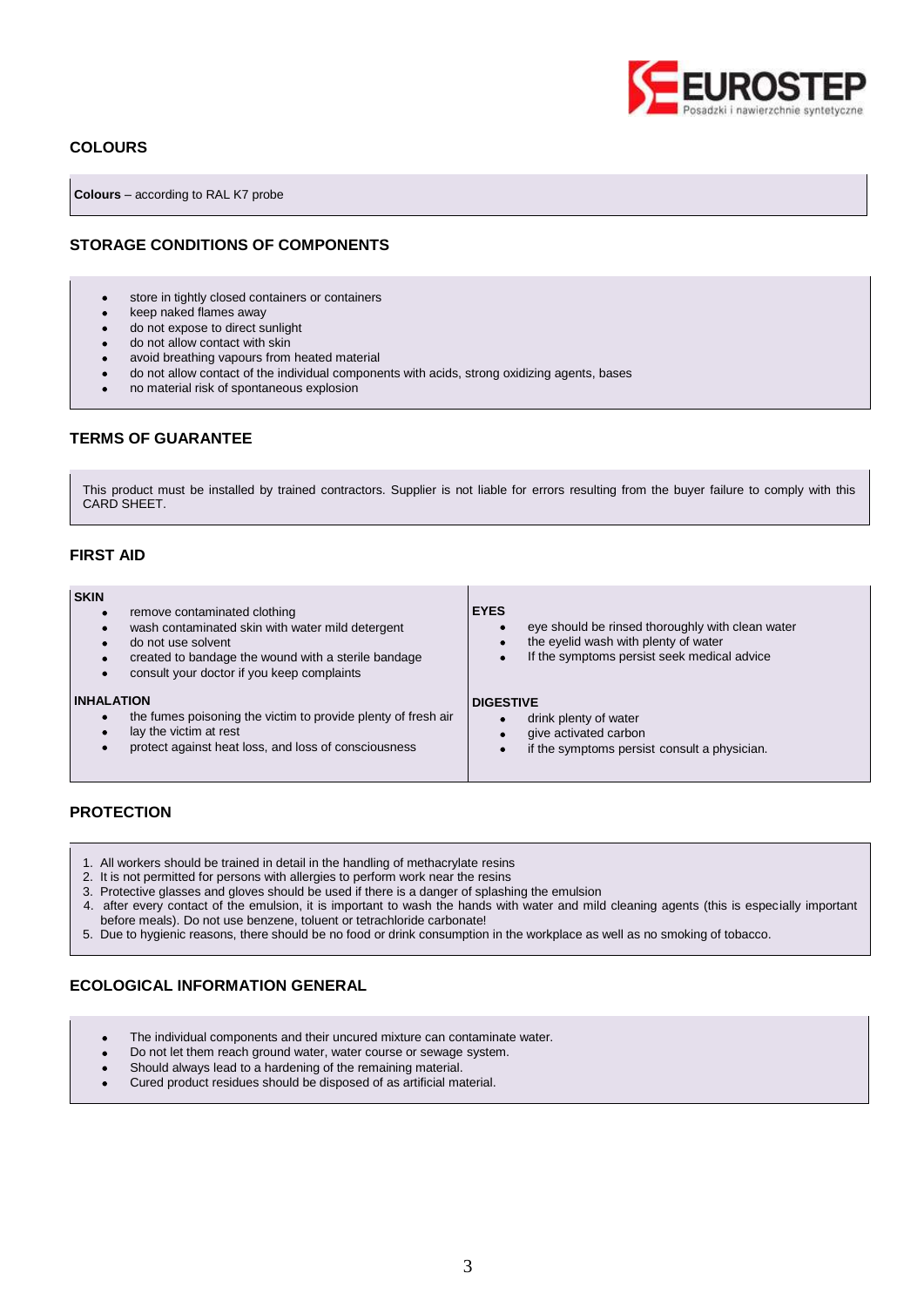## COLOURS

**Colours** – according to RAL K7 probe

## STORAGE CONDITIONS OF COMPONENTS

- store in tightly closed containers or containers
- keep naked flames away
- do not expose to direct sunlight
- do not allow contact with skin
- avoid breathing vapours from heated material
- do not allow contact of the individual components with acids, strong oxidizing agents, bases
- no material risk of spontaneous explosion

## TERMS OF GUARANTEE

This product must be installed by trained contractors. Supplier is not liable for errors resulting from the buyer failure to comply with this CARD SHEET.

## FIRST AID

**SKIN**

- remove contaminated clothing
- wash contaminated skin with water mild detergent
- do not use solvent
- created to bandage the wound with a sterile bandage
- consult your doctor if you keep complaints

**INHALATION**

- the fumes poisoning the victim to provide plenty of fresh air
- lay the victim at rest
- protect against heat loss, and loss of consciousness

**EYES**

- eye should be rinsed thoroughly with clean water
- the eyelid wash with plenty of water
- If the symptoms persist seek medical advice

**DIGESTIVE**

- drink plenty of water
- give activated carbon
- if the symptoms persist consult a physician.

## PROTECTION

1. All workers should be trained in detail in the handling of methacrylate resins
2. It is not permitted for persons with allergies to perform work near the resins
3. Protective glasses and gloves should be used if there is a danger of splashing the emulsion
4. after every contact of the emulsion, it is important to wash the hands with water and mild cleaning agents (this is especially important before meals). Do not use benzene, toluent or tetrachloride carbonate!
5. Due to hygienic reasons, there should be no food or drink consumption in the workplace as well as no smoking of tobacco.

## ECOLOGICAL INFORMATION GENERAL

- The individual components and their uncured mixture can contaminate water.
- Do not let them reach ground water, water course or sewage system.
- Should always lead to a hardening of the remaining material.
- Cured product residues should be disposed of as artificial material.